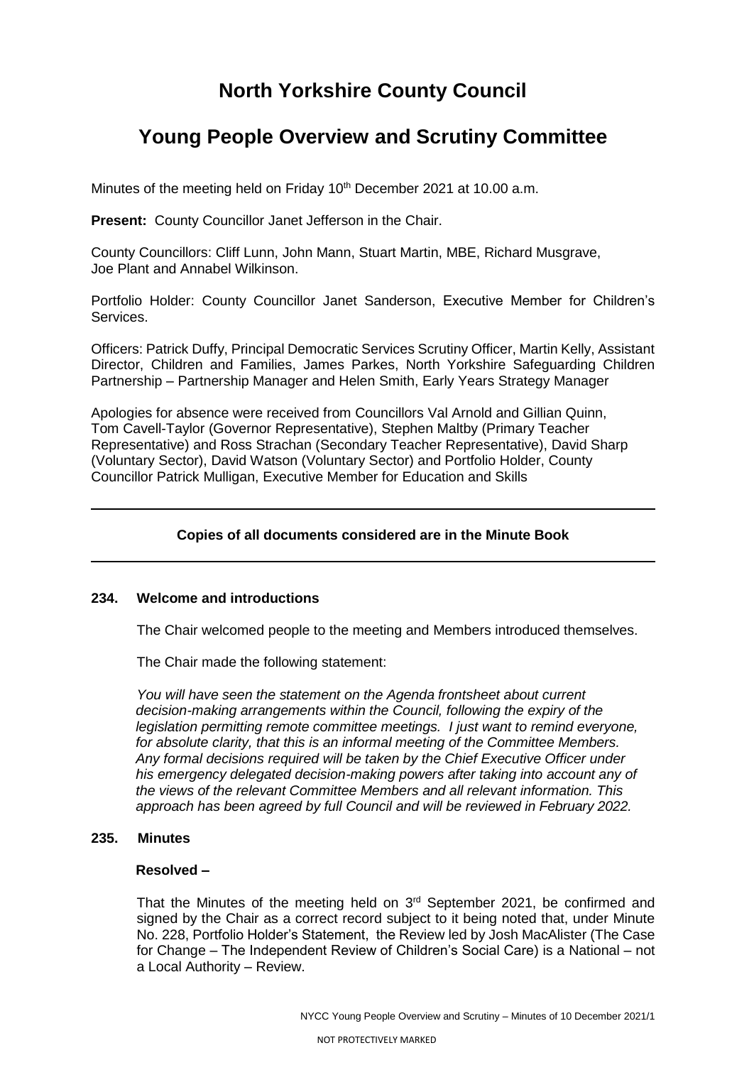# North Yorkshire County Council

# Young People Overview and Scrutiny Committee

Minutes of the meeting held on Friday 10th December 2021 at 10.00 a.m.

**Present:** County Councillor Janet Jefferson in the Chair.

County Councillors: Cliff Lunn, John Mann, Stuart Martin, MBE, Richard Musgrave, Joe Plant and Annabel Wilkinson.

Portfolio Holder: County Councillor Janet Sanderson, Executive Member for Children's Services.

Officers: Patrick Duffy, Principal Democratic Services Scrutiny Officer, Martin Kelly, Assistant Director, Children and Families, James Parkes, North Yorkshire Safeguarding Children Partnership – Partnership Manager and Helen Smith, Early Years Strategy Manager

Apologies for absence were received from Councillors Val Arnold and Gillian Quinn, Tom Cavell-Taylor (Governor Representative), Stephen Maltby (Primary Teacher Representative) and Ross Strachan (Secondary Teacher Representative), David Sharp (Voluntary Sector), David Watson (Voluntary Sector) and Portfolio Holder, County Councillor Patrick Mulligan, Executive Member for Education and Skills

---

**Copies of all documents considered are in the Minute Book**

---

### 234. Welcome and introductions

The Chair welcomed people to the meeting and Members introduced themselves.

The Chair made the following statement:

*You will have seen the statement on the Agenda frontsheet about current decision-making arrangements within the Council, following the expiry of the legislation permitting remote committee meetings. I just want to remind everyone, for absolute clarity, that this is an informal meeting of the Committee Members. Any formal decisions required will be taken by the Chief Executive Officer under his emergency delegated decision-making powers after taking into account any of the views of the relevant Committee Members and all relevant information. This approach has been agreed by full Council and will be reviewed in February 2022.*

### 235. Minutes

**Resolved –**

That the Minutes of the meeting held on 3rd September 2021, be confirmed and signed by the Chair as a correct record subject to it being noted that, under Minute No. 228, Portfolio Holder's Statement, the Review led by Josh MacAlister (The Case for Change – The Independent Review of Children's Social Care) is a National – not a Local Authority – Review.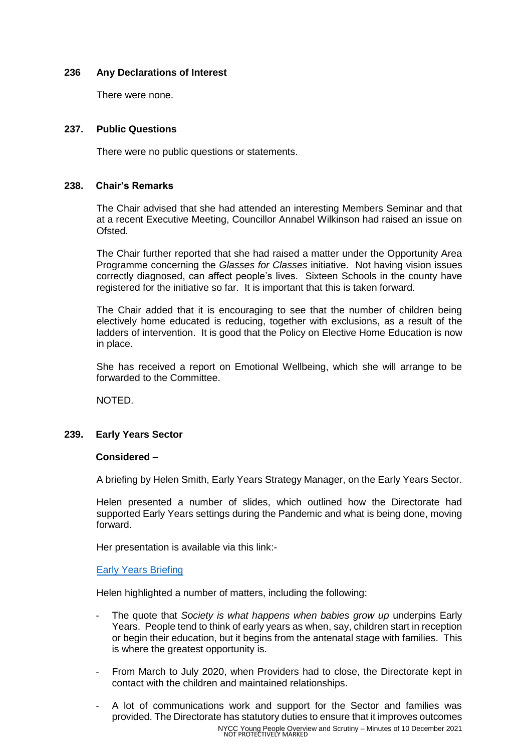**236 Any Declarations of Interest**

There were none.

**237. Public Questions**

There were no public questions or statements.

**238. Chair's Remarks**

The Chair advised that she had attended an interesting Members Seminar and that at a recent Executive Meeting, Councillor Annabel Wilkinson had raised an issue on Ofsted.

The Chair further reported that she had raised a matter under the Opportunity Area Programme concerning the *Glasses for Classes* initiative. Not having vision issues correctly diagnosed, can affect people's lives. Sixteen Schools in the county have registered for the initiative so far. It is important that this is taken forward.

The Chair added that it is encouraging to see that the number of children being electively home educated is reducing, together with exclusions, as a result of the ladders of intervention. It is good that the Policy on Elective Home Education is now in place.

She has received a report on Emotional Wellbeing, which she will arrange to be forwarded to the Committee.

NOTED.

**239. Early Years Sector**

**Considered –**

A briefing by Helen Smith, Early Years Strategy Manager, on the Early Years Sector.

Helen presented a number of slides, which outlined how the Directorate had supported Early Years settings during the Pandemic and what is being done, moving forward.

Her presentation is available via this link:-

Early Years Briefing

Helen highlighted a number of matters, including the following:

- The quote that *Society is what happens when babies grow up* underpins Early Years. People tend to think of early years as when, say, children start in reception or begin their education, but it begins from the antenatal stage with families. This is where the greatest opportunity is.

- From March to July 2020, when Providers had to close, the Directorate kept in contact with the children and maintained relationships.

- A lot of communications work and support for the Sector and families was provided. The Directorate has statutory duties to ensure that it improves outcomes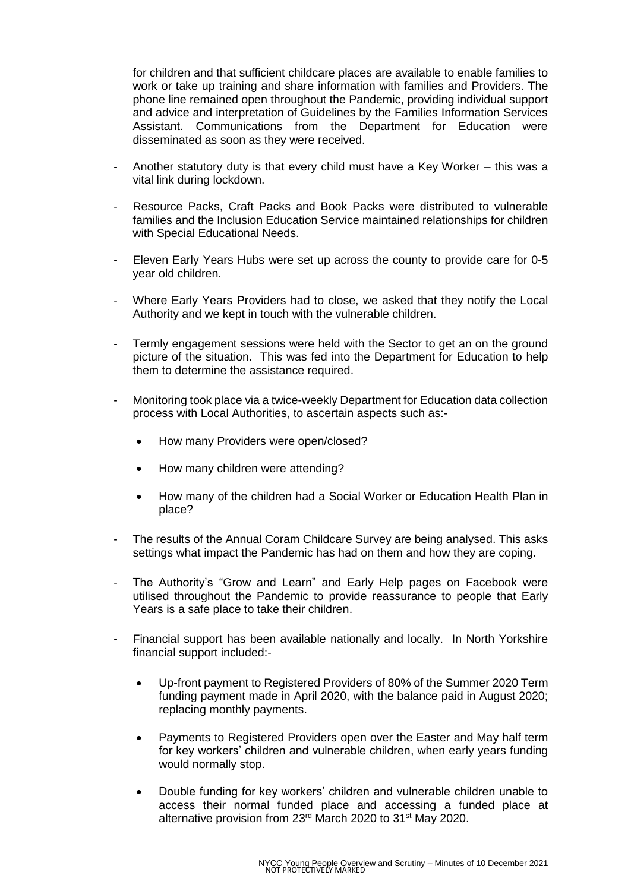for children and that sufficient childcare places are available to enable families to work or take up training and share information with families and Providers. The phone line remained open throughout the Pandemic, providing individual support and advice and interpretation of Guidelines by the Families Information Services Assistant. Communications from the Department for Education were disseminated as soon as they were received.

- Another statutory duty is that every child must have a Key Worker – this was a vital link during lockdown.

- Resource Packs, Craft Packs and Book Packs were distributed to vulnerable families and the Inclusion Education Service maintained relationships for children with Special Educational Needs.

- Eleven Early Years Hubs were set up across the county to provide care for 0-5 year old children.

- Where Early Years Providers had to close, we asked that they notify the Local Authority and we kept in touch with the vulnerable children.

- Termly engagement sessions were held with the Sector to get an on the ground picture of the situation. This was fed into the Department for Education to help them to determine the assistance required.

- Monitoring took place via a twice-weekly Department for Education data collection process with Local Authorities, to ascertain aspects such as:-

    - How many Providers were open/closed?

    - How many children were attending?

    - How many of the children had a Social Worker or Education Health Plan in place?

- The results of the Annual Coram Childcare Survey are being analysed. This asks settings what impact the Pandemic has had on them and how they are coping.

- The Authority's "Grow and Learn" and Early Help pages on Facebook were utilised throughout the Pandemic to provide reassurance to people that Early Years is a safe place to take their children.

- Financial support has been available nationally and locally. In North Yorkshire financial support included:-

    - Up-front payment to Registered Providers of 80% of the Summer 2020 Term funding payment made in April 2020, with the balance paid in August 2020; replacing monthly payments.

    - Payments to Registered Providers open over the Easter and May half term for key workers' children and vulnerable children, when early years funding would normally stop.

    - Double funding for key workers' children and vulnerable children unable to access their normal funded place and accessing a funded place at alternative provision from 23rd March 2020 to 31st May 2020.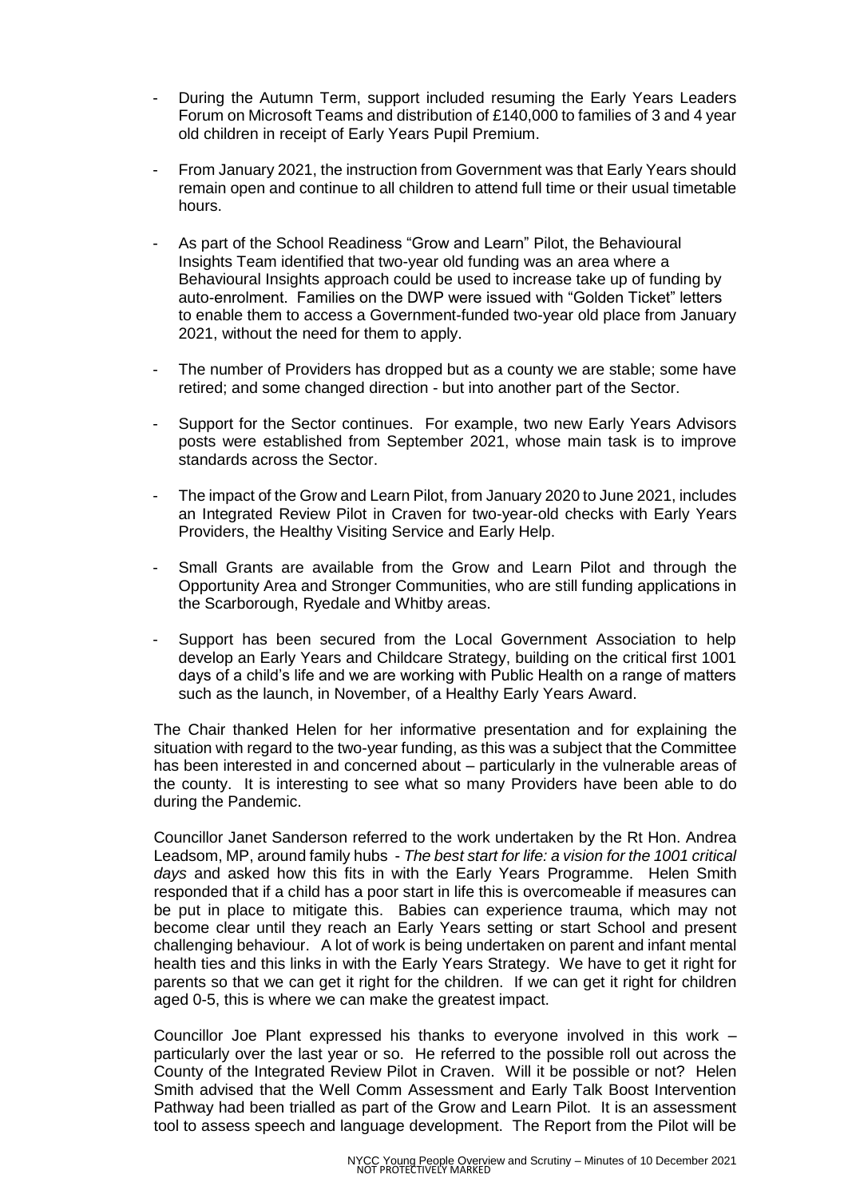- During the Autumn Term, support included resuming the Early Years Leaders Forum on Microsoft Teams and distribution of £140,000 to families of 3 and 4 year old children in receipt of Early Years Pupil Premium.

- From January 2021, the instruction from Government was that Early Years should remain open and continue to all children to attend full time or their usual timetable hours.

- As part of the School Readiness "Grow and Learn" Pilot, the Behavioural Insights Team identified that two-year old funding was an area where a Behavioural Insights approach could be used to increase take up of funding by auto-enrolment. Families on the DWP were issued with "Golden Ticket" letters to enable them to access a Government-funded two-year old place from January 2021, without the need for them to apply.

- The number of Providers has dropped but as a county we are stable; some have retired; and some changed direction - but into another part of the Sector.

- Support for the Sector continues. For example, two new Early Years Advisors posts were established from September 2021, whose main task is to improve standards across the Sector.

- The impact of the Grow and Learn Pilot, from January 2020 to June 2021, includes an Integrated Review Pilot in Craven for two-year-old checks with Early Years Providers, the Healthy Visiting Service and Early Help.

- Small Grants are available from the Grow and Learn Pilot and through the Opportunity Area and Stronger Communities, who are still funding applications in the Scarborough, Ryedale and Whitby areas.

- Support has been secured from the Local Government Association to help develop an Early Years and Childcare Strategy, building on the critical first 1001 days of a child's life and we are working with Public Health on a range of matters such as the launch, in November, of a Healthy Early Years Award.

The Chair thanked Helen for her informative presentation and for explaining the situation with regard to the two-year funding, as this was a subject that the Committee has been interested in and concerned about – particularly in the vulnerable areas of the county. It is interesting to see what so many Providers have been able to do during the Pandemic.

Councillor Janet Sanderson referred to the work undertaken by the Rt Hon. Andrea Leadsom, MP, around family hubs - *The best start for life: a vision for the 1001 critical days* and asked how this fits in with the Early Years Programme. Helen Smith responded that if a child has a poor start in life this is overcomeable if measures can be put in place to mitigate this. Babies can experience trauma, which may not become clear until they reach an Early Years setting or start School and present challenging behaviour. A lot of work is being undertaken on parent and infant mental health ties and this links in with the Early Years Strategy. We have to get it right for parents so that we can get it right for the children. If we can get it right for children aged 0-5, this is where we can make the greatest impact.

Councillor Joe Plant expressed his thanks to everyone involved in this work – particularly over the last year or so. He referred to the possible roll out across the County of the Integrated Review Pilot in Craven. Will it be possible or not? Helen Smith advised that the Well Comm Assessment and Early Talk Boost Intervention Pathway had been trialled as part of the Grow and Learn Pilot. It is an assessment tool to assess speech and language development. The Report from the Pilot will be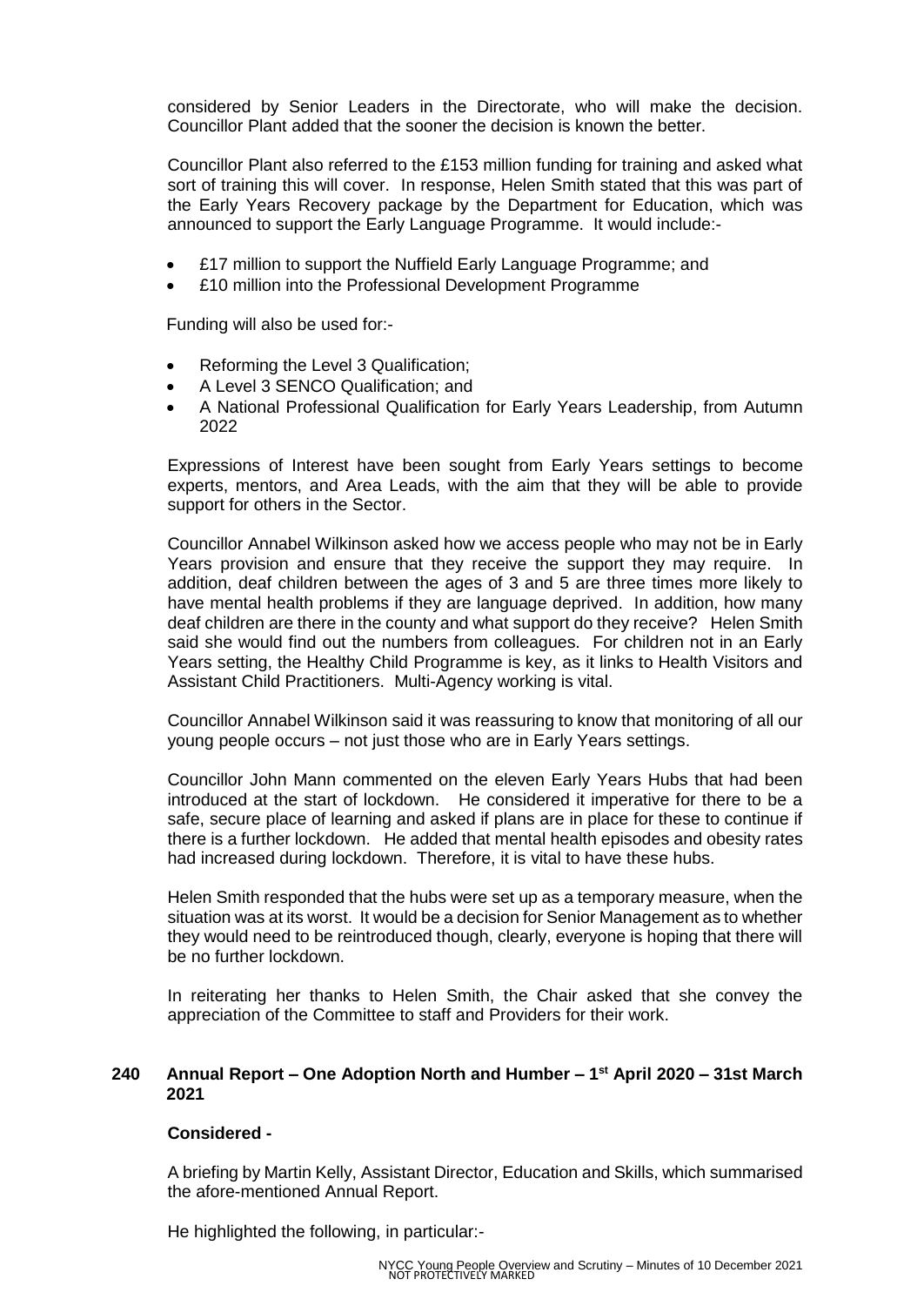considered by Senior Leaders in the Directorate, who will make the decision. Councillor Plant added that the sooner the decision is known the better.

Councillor Plant also referred to the £153 million funding for training and asked what sort of training this will cover. In response, Helen Smith stated that this was part of the Early Years Recovery package by the Department for Education, which was announced to support the Early Language Programme. It would include:-

- £17 million to support the Nuffield Early Language Programme; and
- £10 million into the Professional Development Programme

Funding will also be used for:-

- Reforming the Level 3 Qualification;
- A Level 3 SENCO Qualification; and
- A National Professional Qualification for Early Years Leadership, from Autumn 2022

Expressions of Interest have been sought from Early Years settings to become experts, mentors, and Area Leads, with the aim that they will be able to provide support for others in the Sector.

Councillor Annabel Wilkinson asked how we access people who may not be in Early Years provision and ensure that they receive the support they may require. In addition, deaf children between the ages of 3 and 5 are three times more likely to have mental health problems if they are language deprived. In addition, how many deaf children are there in the county and what support do they receive? Helen Smith said she would find out the numbers from colleagues. For children not in an Early Years setting, the Healthy Child Programme is key, as it links to Health Visitors and Assistant Child Practitioners. Multi-Agency working is vital.

Councillor Annabel Wilkinson said it was reassuring to know that monitoring of all our young people occurs – not just those who are in Early Years settings.

Councillor John Mann commented on the eleven Early Years Hubs that had been introduced at the start of lockdown. He considered it imperative for there to be a safe, secure place of learning and asked if plans are in place for these to continue if there is a further lockdown. He added that mental health episodes and obesity rates had increased during lockdown. Therefore, it is vital to have these hubs.

Helen Smith responded that the hubs were set up as a temporary measure, when the situation was at its worst. It would be a decision for Senior Management as to whether they would need to be reintroduced though, clearly, everyone is hoping that there will be no further lockdown.

In reiterating her thanks to Helen Smith, the Chair asked that she convey the appreciation of the Committee to staff and Providers for their work.

**240 Annual Report – One Adoption North and Humber – 1st April 2020 – 31st March 2021**

**Considered -**

A briefing by Martin Kelly, Assistant Director, Education and Skills, which summarised the afore-mentioned Annual Report.

He highlighted the following, in particular:-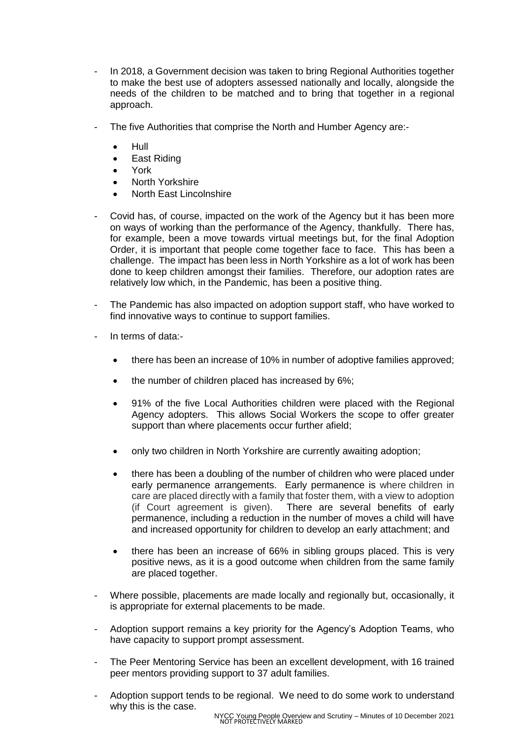- In 2018, a Government decision was taken to bring Regional Authorities together to make the best use of adopters assessed nationally and locally, alongside the needs of the children to be matched and to bring that together in a regional approach.

- The five Authorities that comprise the North and Humber Agency are:-

  - Hull
  - East Riding
  - York
  - North Yorkshire
  - North East Lincolnshire

- Covid has, of course, impacted on the work of the Agency but it has been more on ways of working than the performance of the Agency, thankfully. There has, for example, been a move towards virtual meetings but, for the final Adoption Order, it is important that people come together face to face. This has been a challenge. The impact has been less in North Yorkshire as a lot of work has been done to keep children amongst their families. Therefore, our adoption rates are relatively low which, in the Pandemic, has been a positive thing.

- The Pandemic has also impacted on adoption support staff, who have worked to find innovative ways to continue to support families.

- In terms of data:-

  - there has been an increase of 10% in number of adoptive families approved;

  - the number of children placed has increased by 6%;

  - 91% of the five Local Authorities children were placed with the Regional Agency adopters. This allows Social Workers the scope to offer greater support than where placements occur further afield;

  - only two children in North Yorkshire are currently awaiting adoption;

  - there has been a doubling of the number of children who were placed under early permanence arrangements. Early permanence is where children in care are placed directly with a family that foster them, with a view to adoption (if Court agreement is given). There are several benefits of early permanence, including a reduction in the number of moves a child will have and increased opportunity for children to develop an early attachment; and

  - there has been an increase of 66% in sibling groups placed. This is very positive news, as it is a good outcome when children from the same family are placed together.

- Where possible, placements are made locally and regionally but, occasionally, it is appropriate for external placements to be made.

- Adoption support remains a key priority for the Agency's Adoption Teams, who have capacity to support prompt assessment.

- The Peer Mentoring Service has been an excellent development, with 16 trained peer mentors providing support to 37 adult families.

- Adoption support tends to be regional. We need to do some work to understand why this is the case.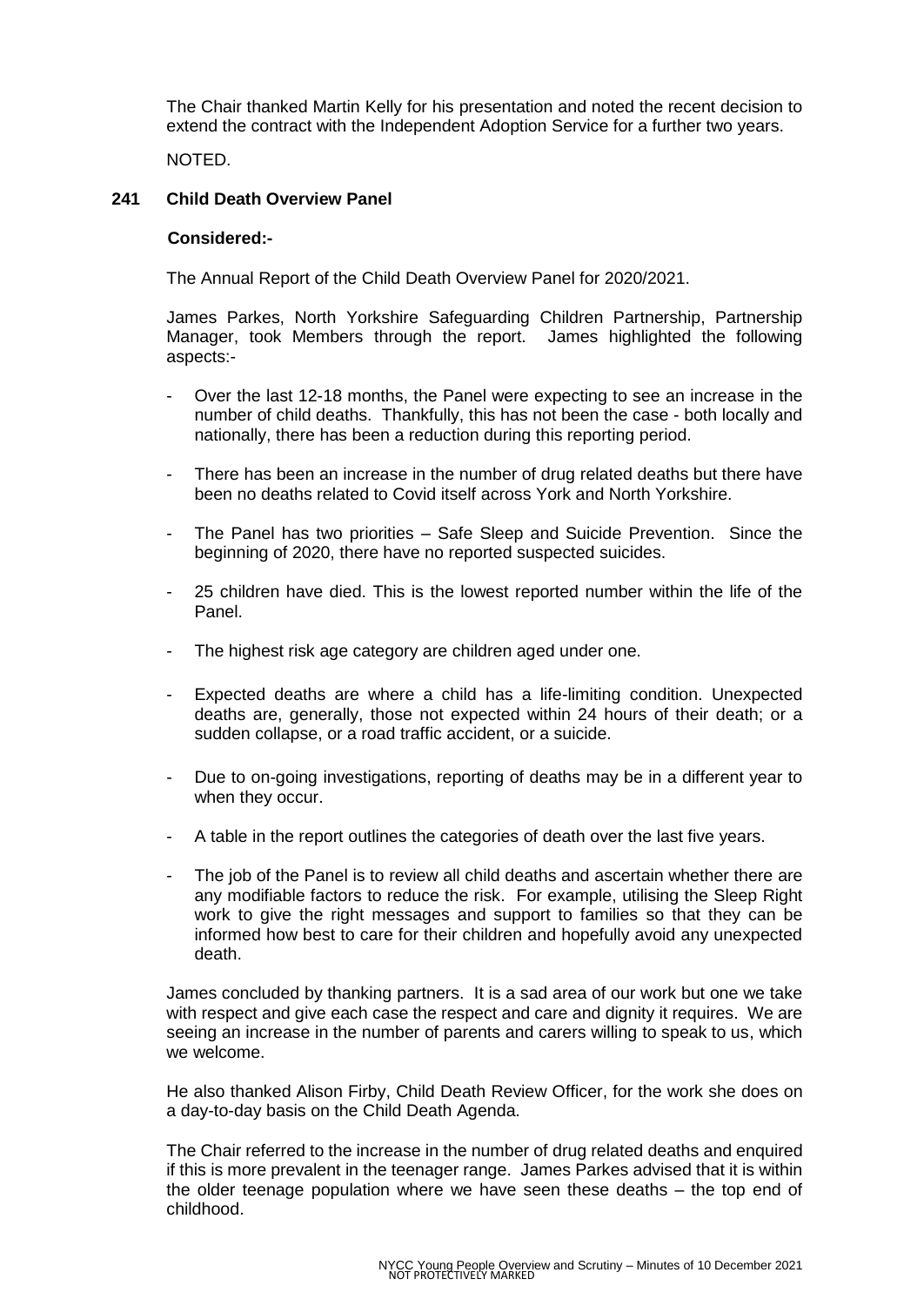The Chair thanked Martin Kelly for his presentation and noted the recent decision to extend the contract with the Independent Adoption Service for a further two years.

NOTED.

## 241 Child Death Overview Panel

**Considered:-**

The Annual Report of the Child Death Overview Panel for 2020/2021.

James Parkes, North Yorkshire Safeguarding Children Partnership, Partnership Manager, took Members through the report. James highlighted the following aspects:-

- Over the last 12-18 months, the Panel were expecting to see an increase in the number of child deaths. Thankfully, this has not been the case - both locally and nationally, there has been a reduction during this reporting period.
- There has been an increase in the number of drug related deaths but there have been no deaths related to Covid itself across York and North Yorkshire.
- The Panel has two priorities – Safe Sleep and Suicide Prevention. Since the beginning of 2020, there have no reported suspected suicides.
- 25 children have died. This is the lowest reported number within the life of the Panel.
- The highest risk age category are children aged under one.
- Expected deaths are where a child has a life-limiting condition. Unexpected deaths are, generally, those not expected within 24 hours of their death; or a sudden collapse, or a road traffic accident, or a suicide.
- Due to on-going investigations, reporting of deaths may be in a different year to when they occur.
- A table in the report outlines the categories of death over the last five years.
- The job of the Panel is to review all child deaths and ascertain whether there are any modifiable factors to reduce the risk. For example, utilising the Sleep Right work to give the right messages and support to families so that they can be informed how best to care for their children and hopefully avoid any unexpected death.

James concluded by thanking partners. It is a sad area of our work but one we take with respect and give each case the respect and care and dignity it requires. We are seeing an increase in the number of parents and carers willing to speak to us, which we welcome.

He also thanked Alison Firby, Child Death Review Officer, for the work she does on a day-to-day basis on the Child Death Agenda.

The Chair referred to the increase in the number of drug related deaths and enquired if this is more prevalent in the teenager range. James Parkes advised that it is within the older teenage population where we have seen these deaths – the top end of childhood.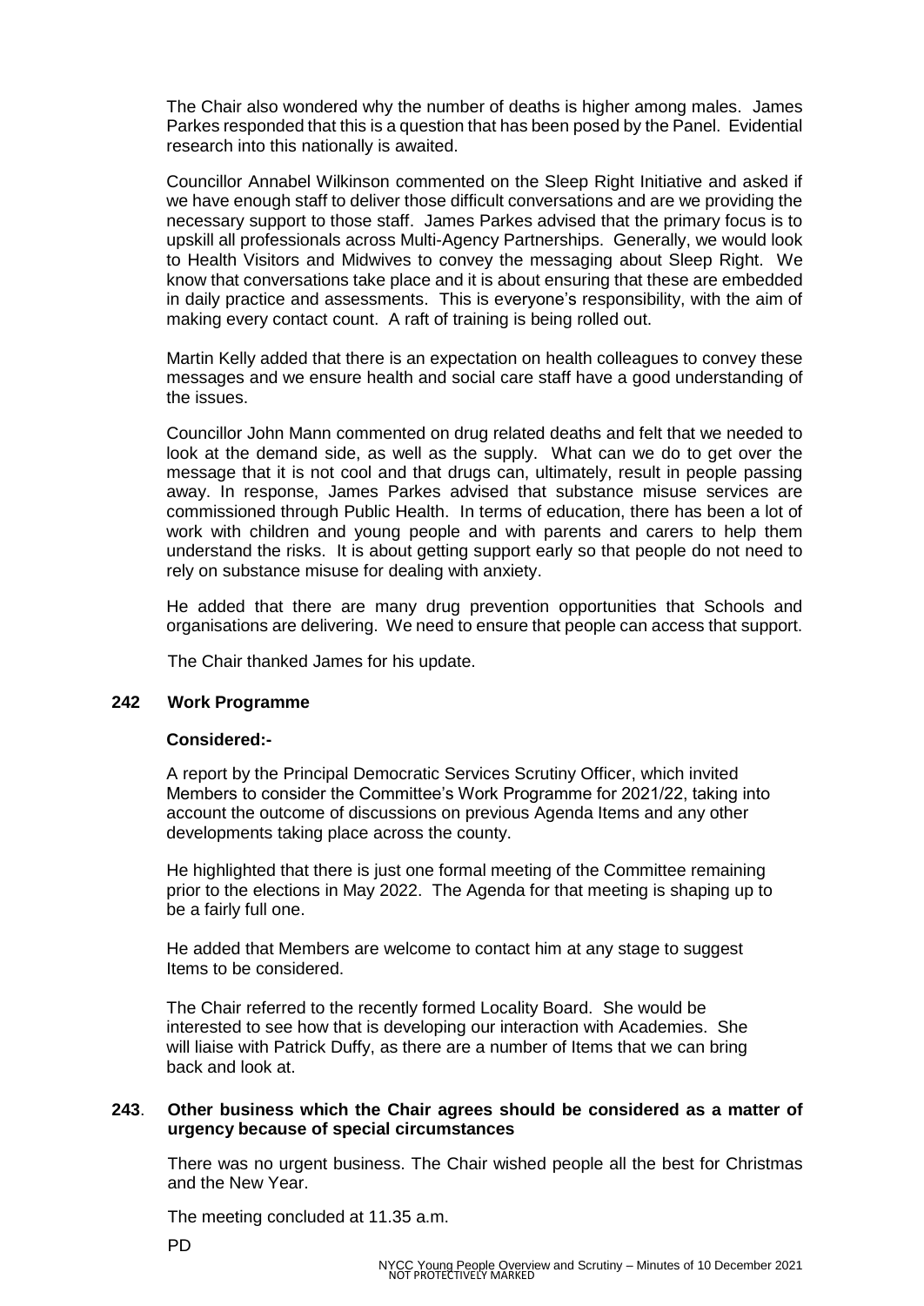The Chair also wondered why the number of deaths is higher among males. James Parkes responded that this is a question that has been posed by the Panel. Evidential research into this nationally is awaited.

Councillor Annabel Wilkinson commented on the Sleep Right Initiative and asked if we have enough staff to deliver those difficult conversations and are we providing the necessary support to those staff. James Parkes advised that the primary focus is to upskill all professionals across Multi-Agency Partnerships. Generally, we would look to Health Visitors and Midwives to convey the messaging about Sleep Right. We know that conversations take place and it is about ensuring that these are embedded in daily practice and assessments. This is everyone's responsibility, with the aim of making every contact count. A raft of training is being rolled out.

Martin Kelly added that there is an expectation on health colleagues to convey these messages and we ensure health and social care staff have a good understanding of the issues.

Councillor John Mann commented on drug related deaths and felt that we needed to look at the demand side, as well as the supply. What can we do to get over the message that it is not cool and that drugs can, ultimately, result in people passing away. In response, James Parkes advised that substance misuse services are commissioned through Public Health. In terms of education, there has been a lot of work with children and young people and with parents and carers to help them understand the risks. It is about getting support early so that people do not need to rely on substance misuse for dealing with anxiety.

He added that there are many drug prevention opportunities that Schools and organisations are delivering. We need to ensure that people can access that support.

The Chair thanked James for his update.

## 242 Work Programme

**Considered:-**

A report by the Principal Democratic Services Scrutiny Officer, which invited Members to consider the Committee's Work Programme for 2021/22, taking into account the outcome of discussions on previous Agenda Items and any other developments taking place across the county.

He highlighted that there is just one formal meeting of the Committee remaining prior to the elections in May 2022. The Agenda for that meeting is shaping up to be a fairly full one.

He added that Members are welcome to contact him at any stage to suggest Items to be considered.

The Chair referred to the recently formed Locality Board. She would be interested to see how that is developing our interaction with Academies. She will liaise with Patrick Duffy, as there are a number of Items that we can bring back and look at.

## 243. Other business which the Chair agrees should be considered as a matter of urgency because of special circumstances

There was no urgent business. The Chair wished people all the best for Christmas and the New Year.

The meeting concluded at 11.35 a.m.

PD